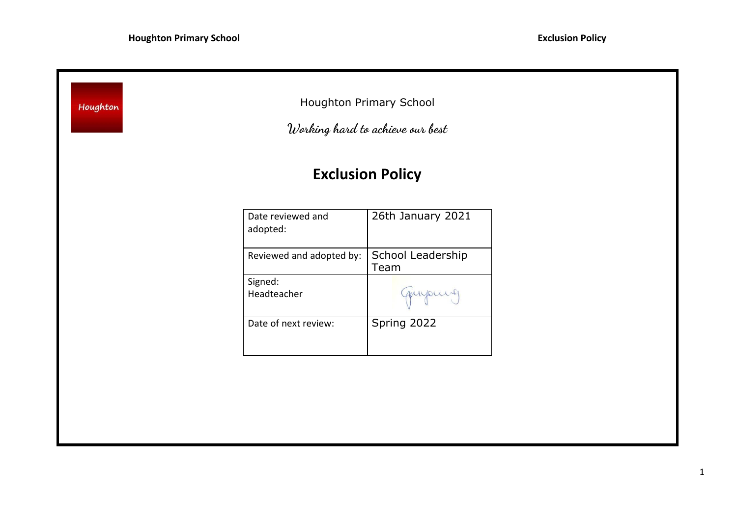Houghton

Houghton Primary School

*Working hard to achieve our best*

# Exclusion Policy

| Date reviewed and adopted: | 26th January 2021 |
|---|---|
| Reviewed and adopted by: | School Leadership Team |
| Signed: Headteacher | |
| Date of next review: | Spring 2022 |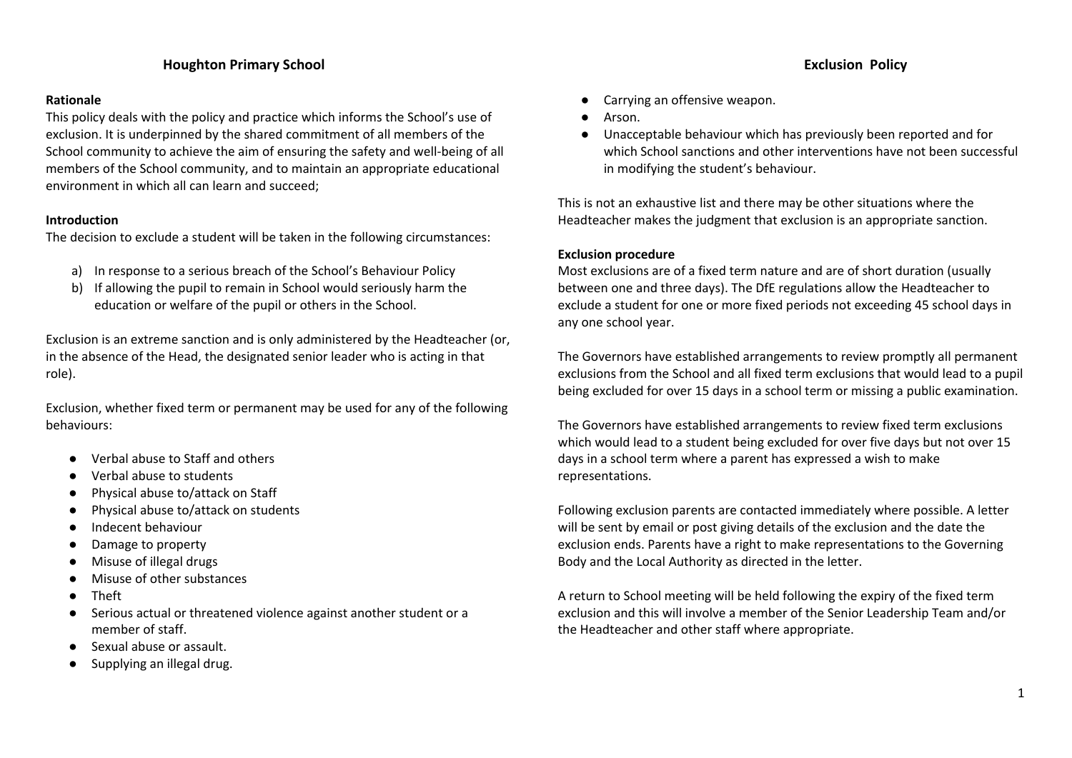**Houghton Primary School**

**Exclusion Policy**

**Rationale**

This policy deals with the policy and practice which informs the School's use of exclusion. It is underpinned by the shared commitment of all members of the School community to achieve the aim of ensuring the safety and well-being of all members of the School community, and to maintain an appropriate educational environment in which all can learn and succeed;

**Introduction**

The decision to exclude a student will be taken in the following circumstances:

a) In response to a serious breach of the School's Behaviour Policy
b) If allowing the pupil to remain in School would seriously harm the education or welfare of the pupil or others in the School.

Exclusion is an extreme sanction and is only administered by the Headteacher (or, in the absence of the Head, the designated senior leader who is acting in that role).

Exclusion, whether fixed term or permanent may be used for any of the following behaviours:

- Verbal abuse to Staff and others
- Verbal abuse to students
- Physical abuse to/attack on Staff
- Physical abuse to/attack on students
- Indecent behaviour
- Damage to property
- Misuse of illegal drugs
- Misuse of other substances
- Theft
- Serious actual or threatened violence against another student or a member of staff.
- Sexual abuse or assault.
- Supplying an illegal drug.
- Carrying an offensive weapon.
- Arson.
- Unacceptable behaviour which has previously been reported and for which School sanctions and other interventions have not been successful in modifying the student's behaviour.

This is not an exhaustive list and there may be other situations where the Headteacher makes the judgment that exclusion is an appropriate sanction.

**Exclusion procedure**

Most exclusions are of a fixed term nature and are of short duration (usually between one and three days). The DfE regulations allow the Headteacher to exclude a student for one or more fixed periods not exceeding 45 school days in any one school year.

The Governors have established arrangements to review promptly all permanent exclusions from the School and all fixed term exclusions that would lead to a pupil being excluded for over 15 days in a school term or missing a public examination.

The Governors have established arrangements to review fixed term exclusions which would lead to a student being excluded for over five days but not over 15 days in a school term where a parent has expressed a wish to make representations.

Following exclusion parents are contacted immediately where possible. A letter will be sent by email or post giving details of the exclusion and the date the exclusion ends. Parents have a right to make representations to the Governing Body and the Local Authority as directed in the letter.

A return to School meeting will be held following the expiry of the fixed term exclusion and this will involve a member of the Senior Leadership Team and/or the Headteacher and other staff where appropriate.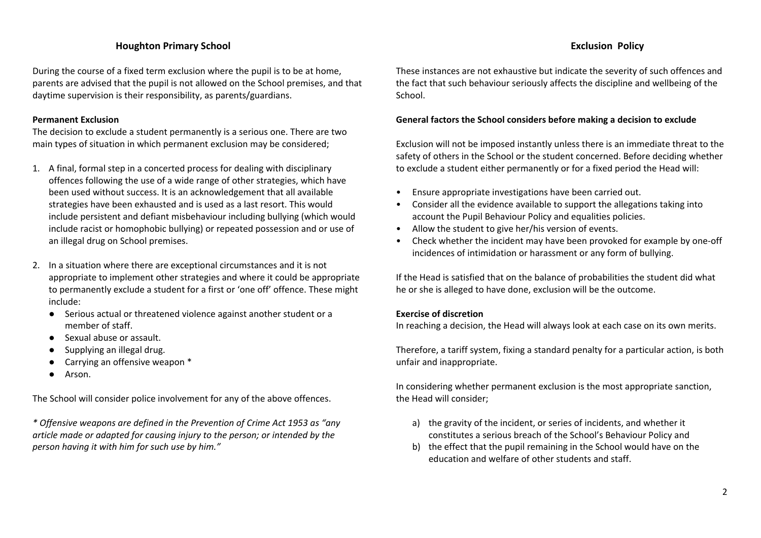During the course of a fixed term exclusion where the pupil is to be at home, parents are advised that the pupil is not allowed on the School premises, and that daytime supervision is their responsibility, as parents/guardians.

**Permanent Exclusion**

The decision to exclude a student permanently is a serious one. There are two main types of situation in which permanent exclusion may be considered;

1. A final, formal step in a concerted process for dealing with disciplinary offences following the use of a wide range of other strategies, which have been used without success. It is an acknowledgement that all available strategies have been exhausted and is used as a last resort. This would include persistent and defiant misbehaviour including bullying (which would include racist or homophobic bullying) or repeated possession and or use of an illegal drug on School premises.

2. In a situation where there are exceptional circumstances and it is not appropriate to implement other strategies and where it could be appropriate to permanently exclude a student for a first or 'one off' offence. These might include:
   - Serious actual or threatened violence against another student or a member of staff.
   - Sexual abuse or assault.
   - Supplying an illegal drug.
   - Carrying an offensive weapon *
   - Arson.

The School will consider police involvement for any of the above offences.

*\* Offensive weapons are defined in the Prevention of Crime Act 1953 as "any article made or adapted for causing injury to the person; or intended by the person having it with him for such use by him."*

These instances are not exhaustive but indicate the severity of such offences and the fact that such behaviour seriously affects the discipline and wellbeing of the School.

**General factors the School considers before making a decision to exclude**

Exclusion will not be imposed instantly unless there is an immediate threat to the safety of others in the School or the student concerned. Before deciding whether to exclude a student either permanently or for a fixed period the Head will:

- Ensure appropriate investigations have been carried out.
- Consider all the evidence available to support the allegations taking into account the Pupil Behaviour Policy and equalities policies.
- Allow the student to give her/his version of events.
- Check whether the incident may have been provoked for example by one-off incidences of intimidation or harassment or any form of bullying.

If the Head is satisfied that on the balance of probabilities the student did what he or she is alleged to have done, exclusion will be the outcome.

**Exercise of discretion**

In reaching a decision, the Head will always look at each case on its own merits.

Therefore, a tariff system, fixing a standard penalty for a particular action, is both unfair and inappropriate.

In considering whether permanent exclusion is the most appropriate sanction, the Head will consider;

a) the gravity of the incident, or series of incidents, and whether it constitutes a serious breach of the School's Behaviour Policy and
b) the effect that the pupil remaining in the School would have on the education and welfare of other students and staff.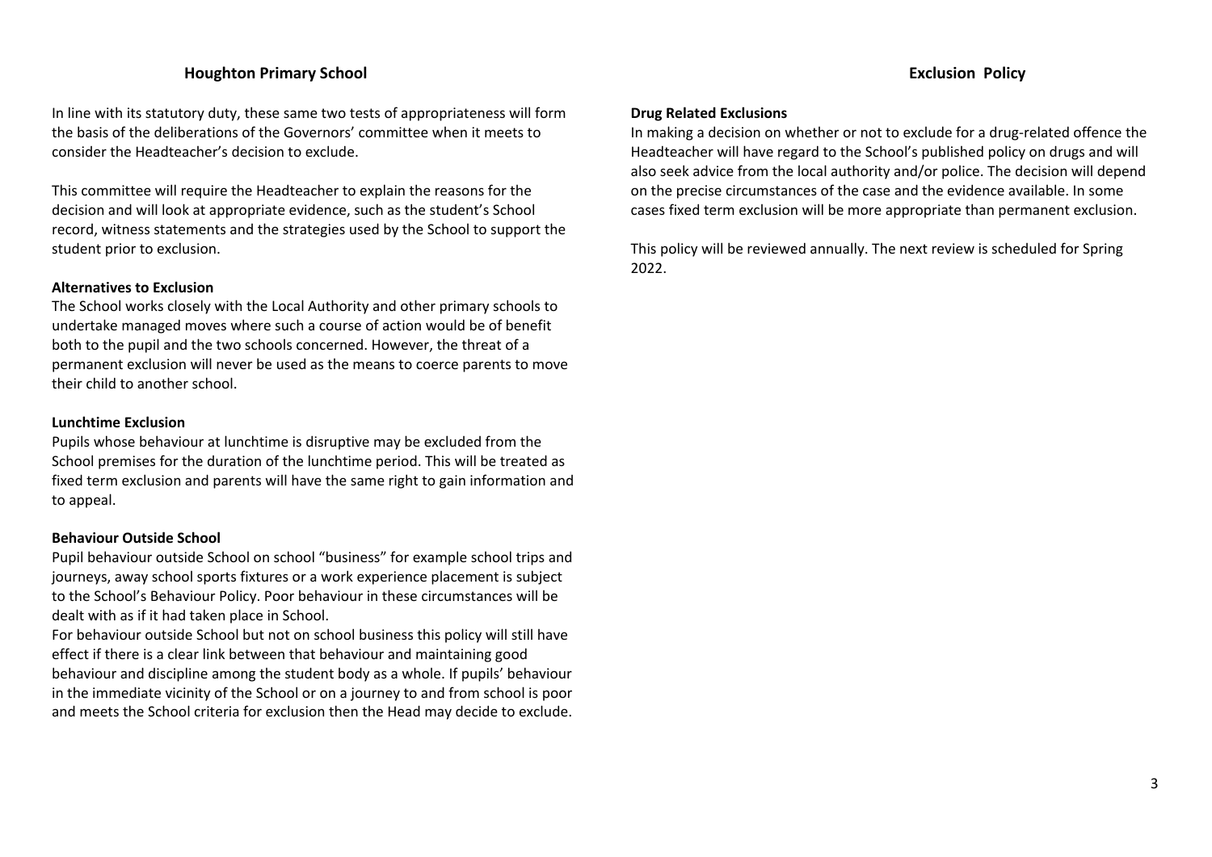In line with its statutory duty, these same two tests of appropriateness will form the basis of the deliberations of the Governors' committee when it meets to consider the Headteacher's decision to exclude.

This committee will require the Headteacher to explain the reasons for the decision and will look at appropriate evidence, such as the student's School record, witness statements and the strategies used by the School to support the student prior to exclusion.

**Alternatives to Exclusion**

The School works closely with the Local Authority and other primary schools to undertake managed moves where such a course of action would be of benefit both to the pupil and the two schools concerned. However, the threat of a permanent exclusion will never be used as the means to coerce parents to move their child to another school.

**Lunchtime Exclusion**

Pupils whose behaviour at lunchtime is disruptive may be excluded from the School premises for the duration of the lunchtime period. This will be treated as fixed term exclusion and parents will have the same right to gain information and to appeal.

**Behaviour Outside School**

Pupil behaviour outside School on school "business" for example school trips and journeys, away school sports fixtures or a work experience placement is subject to the School's Behaviour Policy. Poor behaviour in these circumstances will be dealt with as if it had taken place in School.

For behaviour outside School but not on school business this policy will still have effect if there is a clear link between that behaviour and maintaining good behaviour and discipline among the student body as a whole. If pupils' behaviour in the immediate vicinity of the School or on a journey to and from school is poor and meets the School criteria for exclusion then the Head may decide to exclude.

**Drug Related Exclusions**

In making a decision on whether or not to exclude for a drug-related offence the Headteacher will have regard to the School's published policy on drugs and will also seek advice from the local authority and/or police. The decision will depend on the precise circumstances of the case and the evidence available. In some cases fixed term exclusion will be more appropriate than permanent exclusion.

This policy will be reviewed annually. The next review is scheduled for Spring 2022.